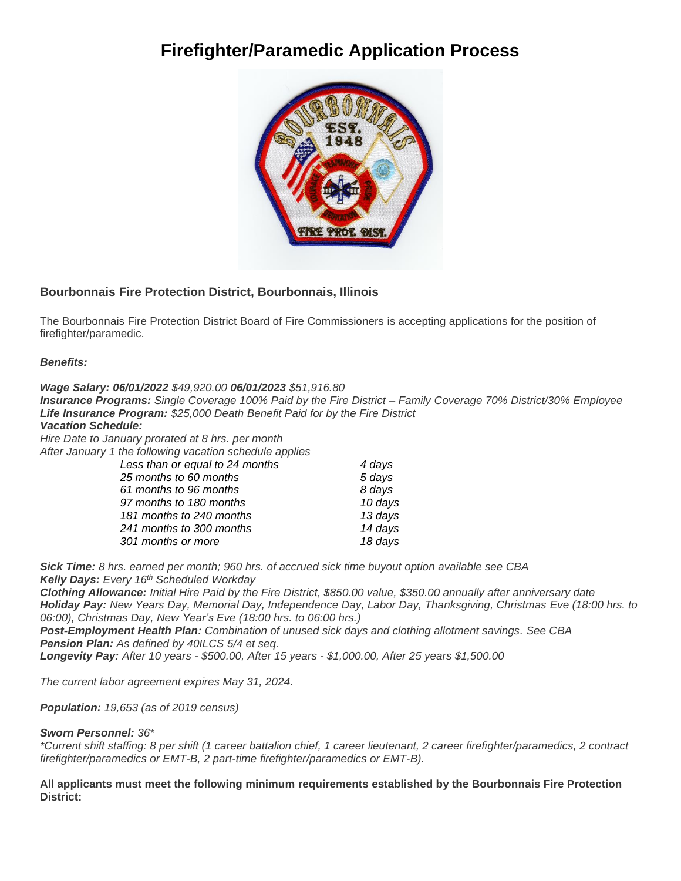# Firefighter/Paramedic Application Process

**Bourbonnais Fire Protection District, Bourbonnais, Illinois**

The Bourbonnais Fire Protection District Board of Fire Commissioners is accepting applications for the position of firefighter/paramedic.

***Benefits:***

***Wage Salary: 06/01/2022*** *$49,920.00* ***06/01/2023*** *$51,916.80*
***Insurance Programs:*** *Single Coverage 100% Paid by the Fire District – Family Coverage 70% District/30% Employee*
***Life Insurance Program:*** *$25,000 Death Benefit Paid for by the Fire District*
***Vacation Schedule:***
*Hire Date to January prorated at 8 hrs. per month*
*After January 1 the following vacation schedule applies*

| | |
|---|---|
| *Less than or equal to 24 months* | *4 days* |
| *25 months to 60 months* | *5 days* |
| *61 months to 96 months* | *8 days* |
| *97 months to 180 months* | *10 days* |
| *181 months to 240 months* | *13 days* |
| *241 months to 300 months* | *14 days* |
| *301 months or more* | *18 days* |

***Sick Time:*** *8 hrs. earned per month; 960 hrs. of accrued sick time buyout option available see CBA*
***Kelly Days:*** *Every 16th Scheduled Workday*
***Clothing Allowance:*** *Initial Hire Paid by the Fire District, $850.00 value, $350.00 annually after anniversary date*
***Holiday Pay:*** *New Years Day, Memorial Day, Independence Day, Labor Day, Thanksgiving, Christmas Eve (18:00 hrs. to 06:00), Christmas Day, New Year's Eve (18:00 hrs. to 06:00 hrs.)*
***Post-Employment Health Plan:*** *Combination of unused sick days and clothing allotment savings. See CBA*
***Pension Plan:*** *As defined by 40ILCS 5/4 et seq.*
***Longevity Pay:*** *After 10 years - $500.00, After 15 years - $1,000.00, After 25 years $1,500.00*

*The current labor agreement expires May 31, 2024.*

***Population:*** *19,653 (as of 2019 census)*

***Sworn Personnel:*** *36**
**Current shift staffing: 8 per shift (1 career battalion chief, 1 career lieutenant, 2 career firefighter/paramedics, 2 contract firefighter/paramedics or EMT-B, 2 part-time firefighter/paramedics or EMT-B).*

**All applicants must meet the following minimum requirements established by the Bourbonnais Fire Protection District:**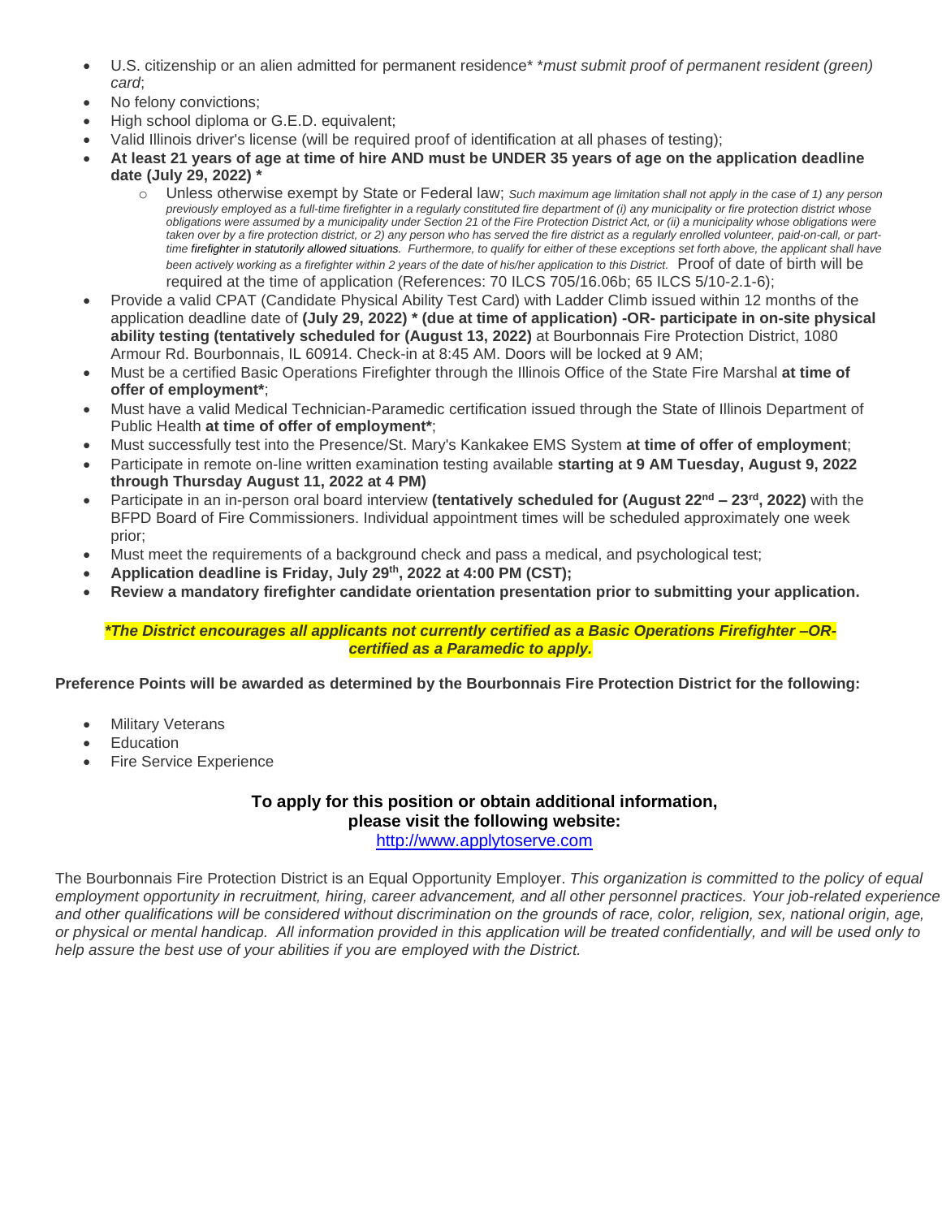- U.S. citizenship or an alien admitted for permanent residence\* \**must submit proof of permanent resident (green) card*;
- No felony convictions;
- High school diploma or G.E.D. equivalent;
- Valid Illinois driver's license (will be required proof of identification at all phases of testing);
- **At least 21 years of age at time of hire AND must be UNDER 35 years of age on the application deadline date (July 29, 2022) \***
    - Unless otherwise exempt by State or Federal law; *Such maximum age limitation shall not apply in the case of 1) any person previously employed as a full-time firefighter in a regularly constituted fire department of (i) any municipality or fire protection district whose obligations were assumed by a municipality under Section 21 of the Fire Protection District Act, or (ii) a municipality whose obligations were taken over by a fire protection district, or 2) any person who has served the fire district as a regularly enrolled volunteer, paid-on-call, or part-time firefighter in statutorily allowed situations. Furthermore, to qualify for either of these exceptions set forth above, the applicant shall have been actively working as a firefighter within 2 years of the date of his/her application to this District.* Proof of date of birth will be required at the time of application (References: 70 ILCS 705/16.06b; 65 ILCS 5/10-2.1-6);
- Provide a valid CPAT (Candidate Physical Ability Test Card) with Ladder Climb issued within 12 months of the application deadline date of **(July 29, 2022) \* (due at time of application) -OR- participate in on-site physical ability testing (tentatively scheduled for (August 13, 2022)** at Bourbonnais Fire Protection District, 1080 Armour Rd. Bourbonnais, IL 60914. Check-in at 8:45 AM. Doors will be locked at 9 AM;
- Must be a certified Basic Operations Firefighter through the Illinois Office of the State Fire Marshal **at time of offer of employment\***;
- Must have a valid Medical Technician-Paramedic certification issued through the State of Illinois Department of Public Health **at time of offer of employment\***;
- Must successfully test into the Presence/St. Mary's Kankakee EMS System **at time of offer of employment**;
- Participate in remote on-line written examination testing available **starting at 9 AM Tuesday, August 9, 2022 through Thursday August 11, 2022 at 4 PM)**
- Participate in an in-person oral board interview **(tentatively scheduled for (August 22nd – 23rd, 2022)** with the BFPD Board of Fire Commissioners. Individual appointment times will be scheduled approximately one week prior;
- Must meet the requirements of a background check and pass a medical, and psychological test;
- **Application deadline is Friday, July 29th, 2022 at 4:00 PM (CST);**
- **Review a mandatory firefighter candidate orientation presentation prior to submitting your application.**

***\*The District encourages all applicants not currently certified as a Basic Operations Firefighter –OR- certified as a Paramedic to apply.***

**Preference Points will be awarded as determined by the Bourbonnais Fire Protection District for the following:**

- Military Veterans
- Education
- Fire Service Experience

**To apply for this position or obtain additional information, please visit the following website:**

http://www.applytoserve.com

The Bourbonnais Fire Protection District is an Equal Opportunity Employer. *This organization is committed to the policy of equal employment opportunity in recruitment, hiring, career advancement, and all other personnel practices. Your job-related experience and other qualifications will be considered without discrimination on the grounds of race, color, religion, sex, national origin, age, or physical or mental handicap. All information provided in this application will be treated confidentially, and will be used only to help assure the best use of your abilities if you are employed with the District.*